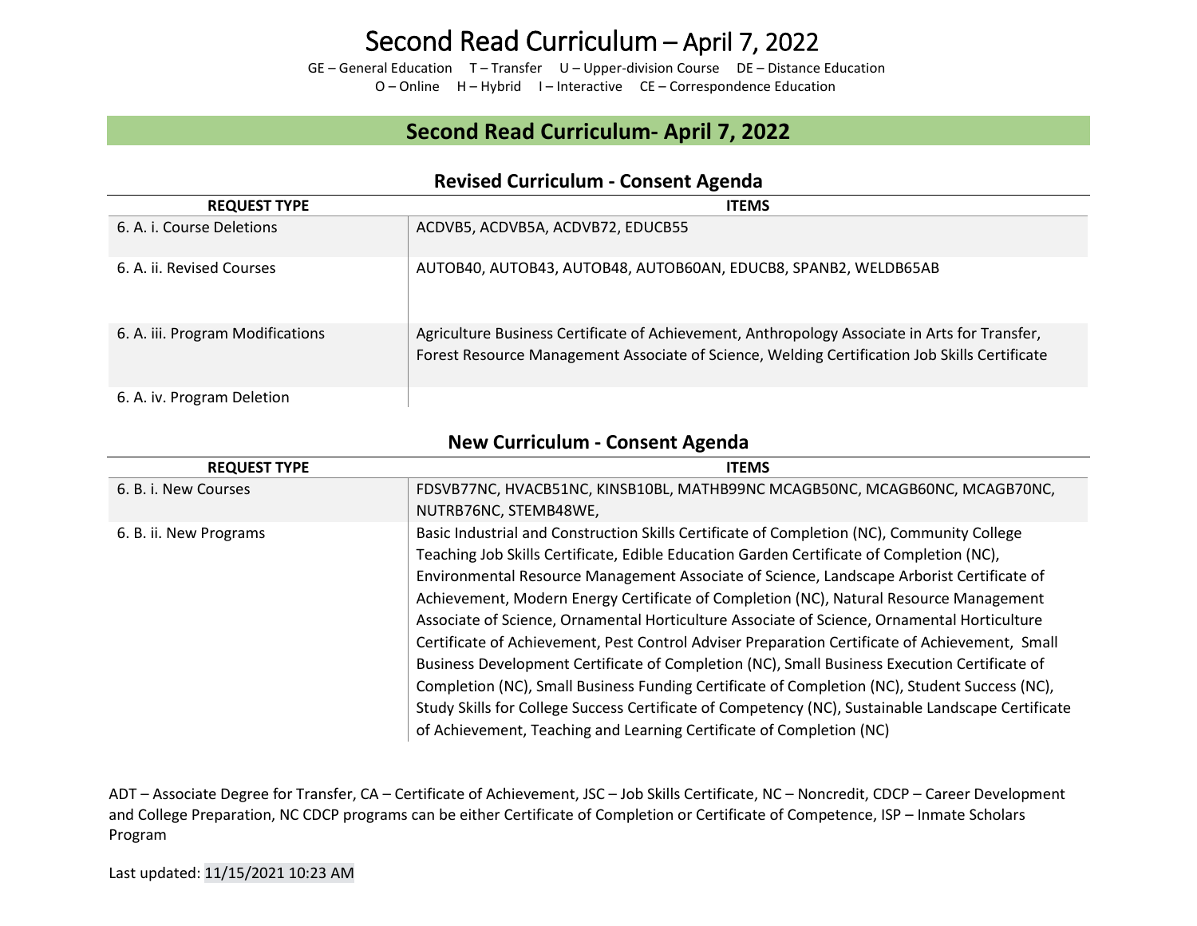# Second Read Curriculum – April 7, 2022

GE – General Education T – Transfer U – Upper-division Course DE – Distance Education
O – Online H – Hybrid I – Interactive CE – Correspondence Education

## Second Read Curriculum- April 7, 2022

### Revised Curriculum - Consent Agenda

| REQUEST TYPE | ITEMS |
|---|---|
| 6. A. i. Course Deletions | ACDVB5, ACDVB5A, ACDVB72, EDUCB55 |
| 6. A. ii. Revised Courses | AUTOB40, AUTOB43, AUTOB48, AUTOB60AN, EDUCB8, SPANB2, WELDB65AB |
| 6. A. iii. Program Modifications | Agriculture Business Certificate of Achievement, Anthropology Associate in Arts for Transfer, Forest Resource Management Associate of Science, Welding Certification Job Skills Certificate |
| 6. A. iv. Program Deletion | |

### New Curriculum - Consent Agenda

| REQUEST TYPE | ITEMS |
|---|---|
| 6. B. i. New Courses | FDSVB77NC, HVACB51NC, KINSB10BL, MATHB99NC MCAGB50NC, MCAGB60NC, MCAGB70NC, NUTRB76NC, STEMB48WE, |
| 6. B. ii. New Programs | Basic Industrial and Construction Skills Certificate of Completion (NC), Community College Teaching Job Skills Certificate, Edible Education Garden Certificate of Completion (NC), Environmental Resource Management Associate of Science, Landscape Arborist Certificate of Achievement, Modern Energy Certificate of Completion (NC), Natural Resource Management Associate of Science, Ornamental Horticulture Associate of Science, Ornamental Horticulture Certificate of Achievement, Pest Control Adviser Preparation Certificate of Achievement, Small Business Development Certificate of Completion (NC), Small Business Execution Certificate of Completion (NC), Small Business Funding Certificate of Completion (NC), Student Success (NC), Study Skills for College Success Certificate of Competency (NC), Sustainable Landscape Certificate of Achievement, Teaching and Learning Certificate of Completion (NC) |

ADT – Associate Degree for Transfer, CA – Certificate of Achievement, JSC – Job Skills Certificate, NC – Noncredit, CDCP – Career Development and College Preparation, NC CDCP programs can be either Certificate of Completion or Certificate of Competence, ISP – Inmate Scholars Program

Last updated: 11/15/2021 10:23 AM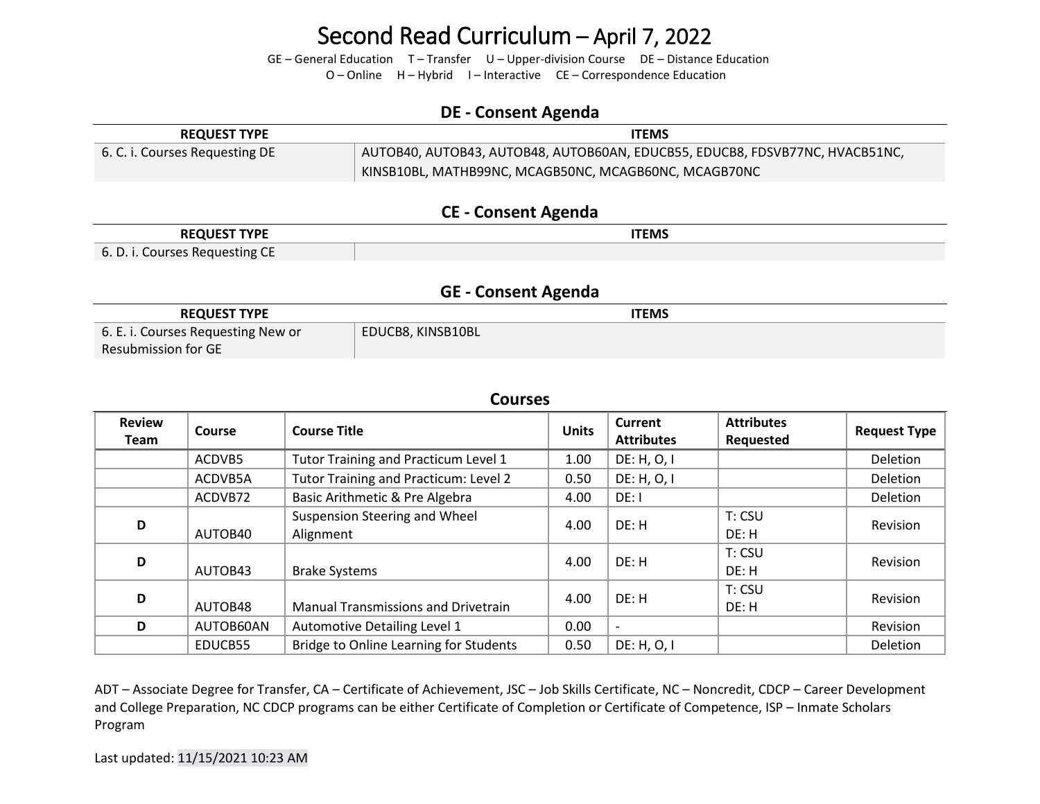# Second Read Curriculum – April 7, 2022

GE – General Education T – Transfer U – Upper-division Course DE – Distance Education
O – Online H – Hybrid I – Interactive CE – Correspondence Education

## DE - Consent Agenda

| REQUEST TYPE | ITEMS |
|---|---|
| 6. C. i. Courses Requesting DE | AUTOB40, AUTOB43, AUTOB48, AUTOB60AN, EDUCB55, EDUCB8, FDSVB77NC, HVACB51NC, KINSB10BL, MATHB99NC, MCAGB50NC, MCAGB60NC, MCAGB70NC |

## CE - Consent Agenda

| REQUEST TYPE | ITEMS |
|---|---|
| 6. D. i. Courses Requesting CE | |

## GE - Consent Agenda

| REQUEST TYPE | ITEMS |
|---|---|
| 6. E. i. Courses Requesting New or Resubmission for GE | EDUCB8, KINSB10BL |

## Courses

| Review Team | Course | Course Title | Units | Current Attributes | Attributes Requested | Request Type |
|---|---|---|---|---|---|---|
| | ACDVB5 | Tutor Training and Practicum Level 1 | 1.00 | DE: H, O, I | | Deletion |
| | ACDVB5A | Tutor Training and Practicum: Level 2 | 0.50 | DE: H, O, I | | Deletion |
| | ACDVB72 | Basic Arithmetic & Pre Algebra | 4.00 | DE: I | | Deletion |
| **D** | AUTOB40 | Suspension Steering and Wheel Alignment | 4.00 | DE: H | T: CSU<br>DE: H | Revision |
| **D** | AUTOB43 | Brake Systems | 4.00 | DE: H | T: CSU<br>DE: H | Revision |
| **D** | AUTOB48 | Manual Transmissions and Drivetrain | 4.00 | DE: H | T: CSU<br>DE: H | Revision |
| **D** | AUTOB60AN | Automotive Detailing Level 1 | 0.00 | - | | Revision |
| | EDUCB55 | Bridge to Online Learning for Students | 0.50 | DE: H, O, I | | Deletion |

ADT – Associate Degree for Transfer, CA – Certificate of Achievement, JSC – Job Skills Certificate, NC – Noncredit, CDCP – Career Development and College Preparation, NC CDCP programs can be either Certificate of Completion or Certificate of Competence, ISP – Inmate Scholars Program

Last updated: 11/15/2021 10:23 AM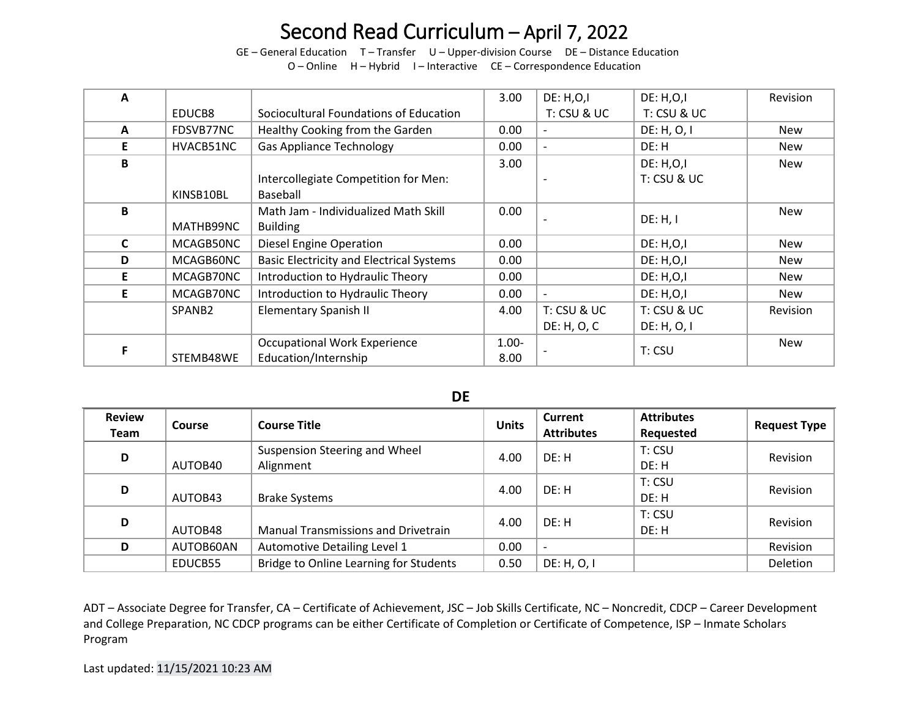# Second Read Curriculum – April 7, 2022

GE – General Education T – Transfer U – Upper-division Course DE – Distance Education
O – Online H – Hybrid I – Interactive CE – Correspondence Education

| Review Team | Course | Course Title | Units | Current Attributes | Attributes Requested | Request Type |
|---|---|---|---|---|---|---|
| A | EDUCB8 | Sociocultural Foundations of Education | 3.00 | DE: H,O,I T: CSU & UC | DE: H,O,I T: CSU & UC | Revision |
| A | FDSVB77NC | Healthy Cooking from the Garden | 0.00 | - | DE: H, O, I | New |
| E | HVACB51NC | Gas Appliance Technology | 0.00 | - | DE: H | New |
| B | KINSB10BL | Intercollegiate Competition for Men: Baseball | 3.00 | - | DE: H,O,I T: CSU & UC | New |
| B | MATHB99NC | Math Jam - Individualized Math Skill Building | 0.00 | - | DE: H, I | New |
| C | MCAGB50NC | Diesel Engine Operation | 0.00 | | DE: H,O,I | New |
| D | MCAGB60NC | Basic Electricity and Electrical Systems | 0.00 | | DE: H,O,I | New |
| E | MCAGB70NC | Introduction to Hydraulic Theory | 0.00 | | DE: H,O,I | New |
| E | MCAGB70NC | Introduction to Hydraulic Theory | 0.00 | - | DE: H,O,I | New |
| | SPANB2 | Elementary Spanish II | 4.00 | T: CSU & UC DE: H, O, C | T: CSU & UC DE: H, O, I | Revision |
| F | STEMB48WE | Occupational Work Experience Education/Internship | 1.00-8.00 | - | T: CSU | New |

## DE

| Review Team | Course | Course Title | Units | Current Attributes | Attributes Requested | Request Type |
|---|---|---|---|---|---|---|
| D | AUTOB40 | Suspension Steering and Wheel Alignment | 4.00 | DE: H | T: CSU DE: H | Revision |
| D | AUTOB43 | Brake Systems | 4.00 | DE: H | T: CSU DE: H | Revision |
| D | AUTOB48 | Manual Transmissions and Drivetrain | 4.00 | DE: H | T: CSU DE: H | Revision |
| D | AUTOB60AN | Automotive Detailing Level 1 | 0.00 | - | | Revision |
| | EDUCB55 | Bridge to Online Learning for Students | 0.50 | DE: H, O, I | | Deletion |

ADT – Associate Degree for Transfer, CA – Certificate of Achievement, JSC – Job Skills Certificate, NC – Noncredit, CDCP – Career Development and College Preparation, NC CDCP programs can be either Certificate of Completion or Certificate of Competence, ISP – Inmate Scholars Program

Last updated: 11/15/2021 10:23 AM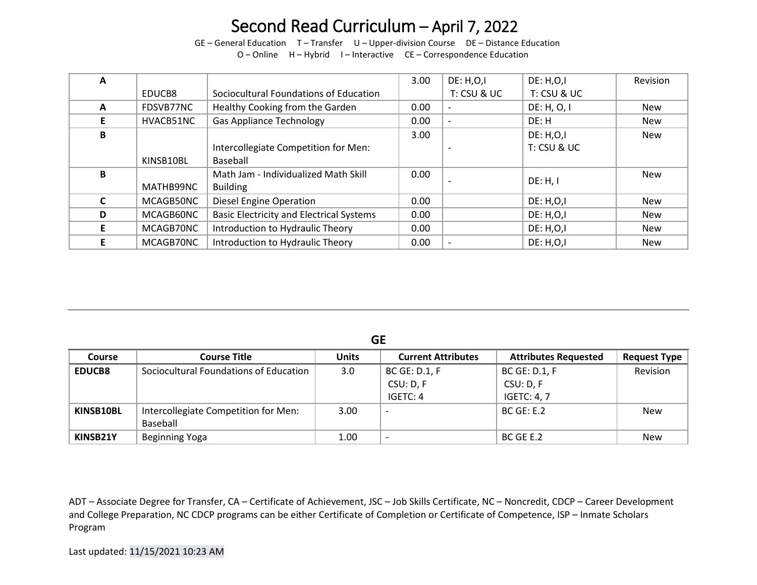# Second Read Curriculum – April 7, 2022

GE – General Education T – Transfer U – Upper-division Course DE – Distance Education
O – Online H – Hybrid I – Interactive CE – Correspondence Education

| | | | | | | |
|---|---|---|---|---|---|---|
| A | EDUCB8 | Sociocultural Foundations of Education | 3.00 | DE: H,O,I T: CSU & UC | DE: H,O,I T: CSU & UC | Revision |
| A | FDSVB77NC | Healthy Cooking from the Garden | 0.00 | - | DE: H, O, I | New |
| E | HVACB51NC | Gas Appliance Technology | 0.00 | - | DE: H | New |
| B | KINSB10BL | Intercollegiate Competition for Men: Baseball | 3.00 | - | DE: H,O,I T: CSU & UC | New |
| B | MATHB99NC | Math Jam - Individualized Math Skill Building | 0.00 | - | DE: H, I | New |
| C | MCAGB50NC | Diesel Engine Operation | 0.00 | | DE: H,O,I | New |
| D | MCAGB60NC | Basic Electricity and Electrical Systems | 0.00 | | DE: H,O,I | New |
| E | MCAGB70NC | Introduction to Hydraulic Theory | 0.00 | | DE: H,O,I | New |
| E | MCAGB70NC | Introduction to Hydraulic Theory | 0.00 | - | DE: H,O,I | New |

## GE

| Course | Course Title | Units | Current Attributes | Attributes Requested | Request Type |
|---|---|---|---|---|---|
| **EDUCB8** | Sociocultural Foundations of Education | 3.0 | BC GE: D.1, F<br>CSU: D, F<br>IGETC: 4 | BC GE: D.1, F<br>CSU: D, F<br>IGETC: 4, 7 | Revision |
| **KINSB10BL** | Intercollegiate Competition for Men: Baseball | 3.00 | - | BC GE: E.2 | New |
| **KINSB21Y** | Beginning Yoga | 1.00 | - | BC GE E.2 | New |

ADT – Associate Degree for Transfer, CA – Certificate of Achievement, JSC – Job Skills Certificate, NC – Noncredit, CDCP – Career Development and College Preparation, NC CDCP programs can be either Certificate of Completion or Certificate of Competence, ISP – Inmate Scholars Program

Last updated: 11/15/2021 10:23 AM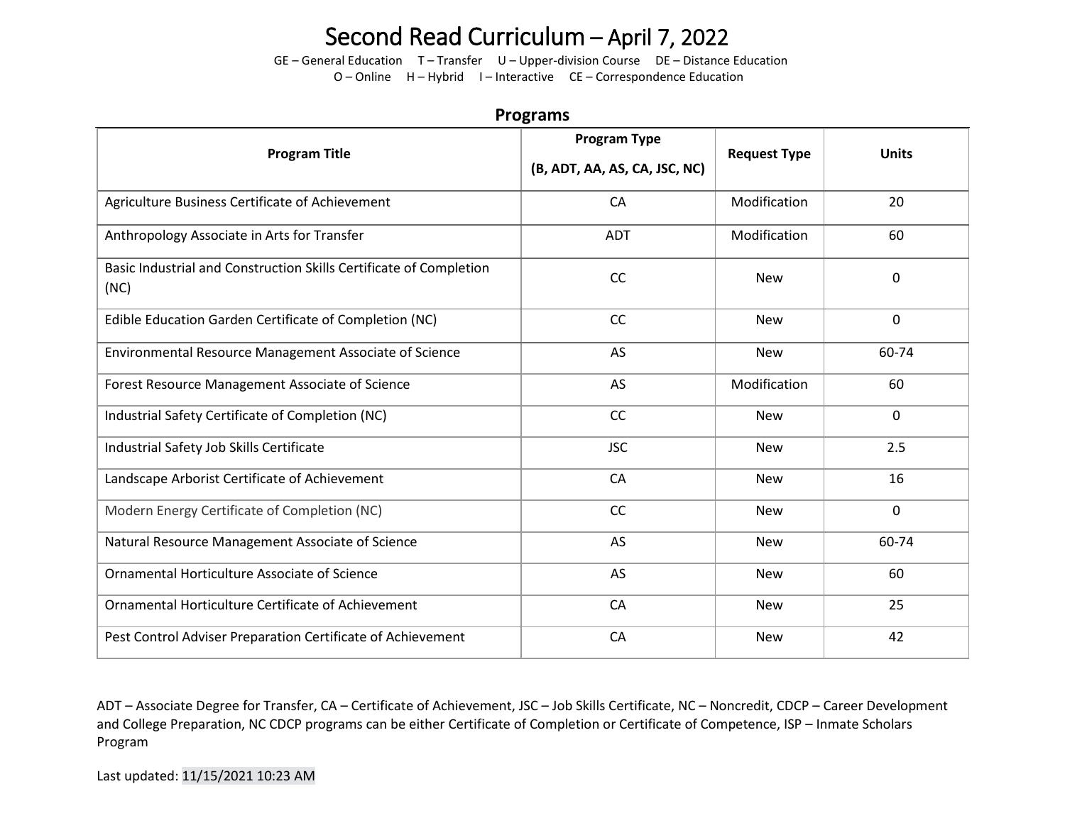# Second Read Curriculum – April 7, 2022

GE – General Education  T – Transfer  U – Upper-division Course  DE – Distance Education
O – Online  H – Hybrid  I – Interactive  CE – Correspondence Education

## Programs

| Program Title | Program Type (B, ADT, AA, AS, CA, JSC, NC) | Request Type | Units |
|---|---|---|---|
| Agriculture Business Certificate of Achievement | CA | Modification | 20 |
| Anthropology Associate in Arts for Transfer | ADT | Modification | 60 |
| Basic Industrial and Construction Skills Certificate of Completion (NC) | CC | New | 0 |
| Edible Education Garden Certificate of Completion (NC) | CC | New | 0 |
| Environmental Resource Management Associate of Science | AS | New | 60-74 |
| Forest Resource Management Associate of Science | AS | Modification | 60 |
| Industrial Safety Certificate of Completion (NC) | CC | New | 0 |
| Industrial Safety Job Skills Certificate | JSC | New | 2.5 |
| Landscape Arborist Certificate of Achievement | CA | New | 16 |
| Modern Energy Certificate of Completion (NC) | CC | New | 0 |
| Natural Resource Management Associate of Science | AS | New | 60-74 |
| Ornamental Horticulture Associate of Science | AS | New | 60 |
| Ornamental Horticulture Certificate of Achievement | CA | New | 25 |
| Pest Control Adviser Preparation Certificate of Achievement | CA | New | 42 |

ADT – Associate Degree for Transfer, CA – Certificate of Achievement, JSC – Job Skills Certificate, NC – Noncredit, CDCP – Career Development and College Preparation, NC CDCP programs can be either Certificate of Completion or Certificate of Competence, ISP – Inmate Scholars Program

Last updated: 11/15/2021 10:23 AM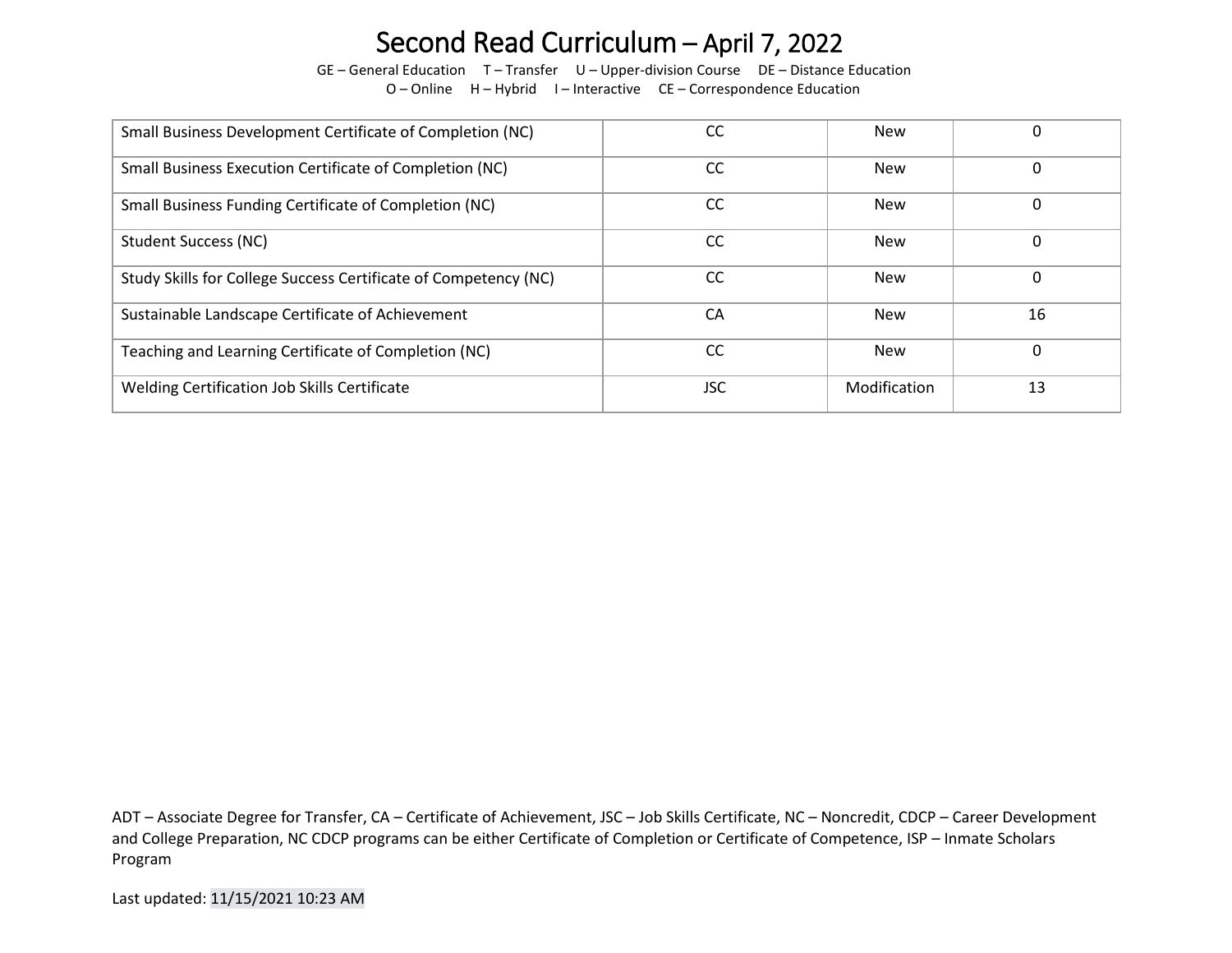# Second Read Curriculum – April 7, 2022

GE – General Education  T – Transfer  U – Upper-division Course  DE – Distance Education
O – Online  H – Hybrid  I – Interactive  CE – Correspondence Education

| | | | |
|---|---|---|---|
| Small Business Development Certificate of Completion (NC) | CC | New | 0 |
| Small Business Execution Certificate of Completion (NC) | CC | New | 0 |
| Small Business Funding Certificate of Completion (NC) | CC | New | 0 |
| Student Success (NC) | CC | New | 0 |
| Study Skills for College Success Certificate of Competency (NC) | CC | New | 0 |
| Sustainable Landscape Certificate of Achievement | CA | New | 16 |
| Teaching and Learning Certificate of Completion (NC) | CC | New | 0 |
| Welding Certification Job Skills Certificate | JSC | Modification | 13 |

ADT – Associate Degree for Transfer, CA – Certificate of Achievement, JSC – Job Skills Certificate, NC – Noncredit, CDCP – Career Development and College Preparation, NC CDCP programs can be either Certificate of Completion or Certificate of Competence, ISP – Inmate Scholars Program

Last updated: 11/15/2021 10:23 AM